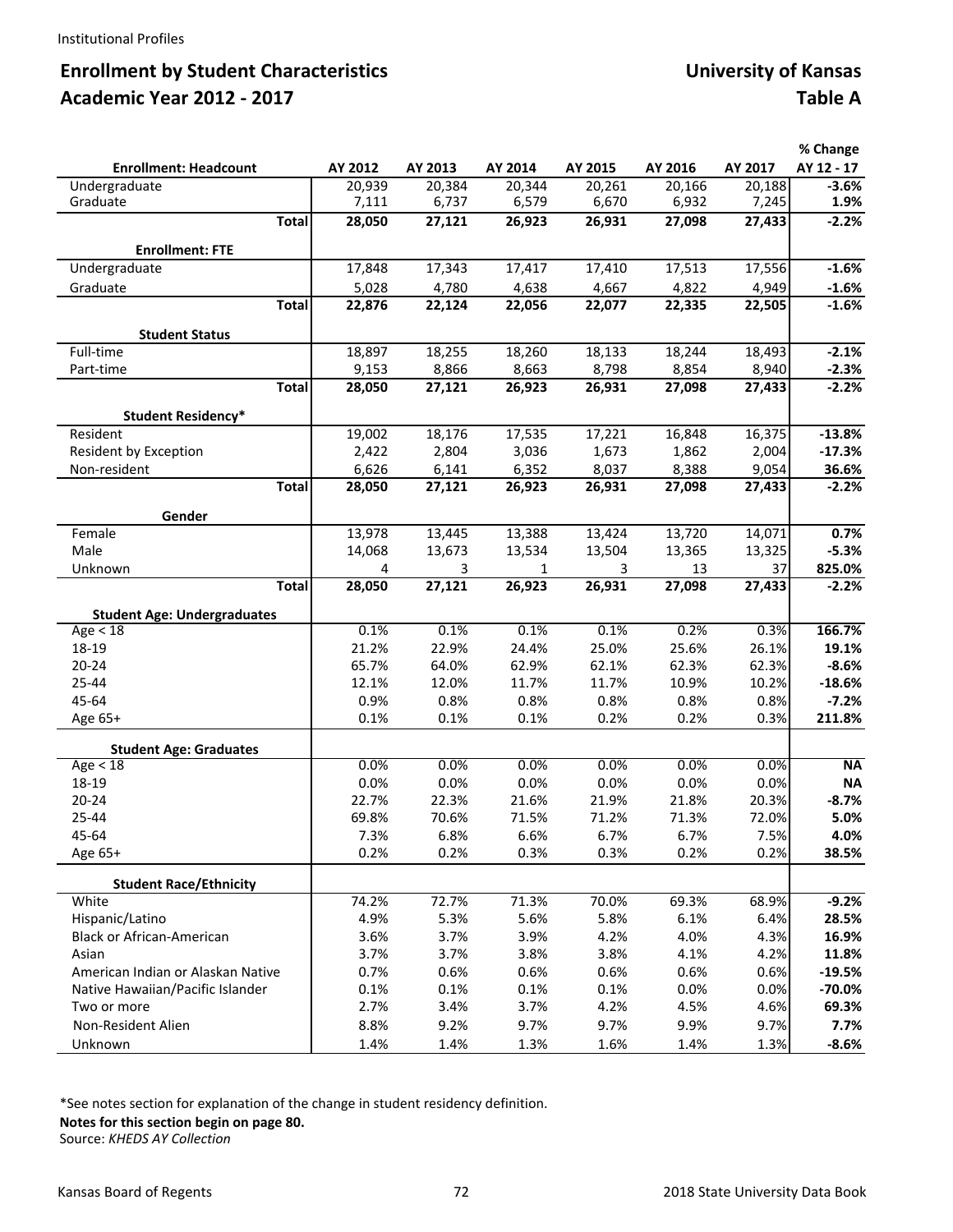Institutional Profiles

## Enrollment by Student Characteristics — University of Kansas
## Academic Year 2012 - 2017 — Table A

| Enrollment: Headcount | AY 2012 | AY 2013 | AY 2014 | AY 2015 | AY 2016 | AY 2017 | % Change AY 12 - 17 |
|---|---|---|---|---|---|---|---|
| Undergraduate | 20,939 | 20,384 | 20,344 | 20,261 | 20,166 | 20,188 | **-3.6%** |
| Graduate | 7,111 | 6,737 | 6,579 | 6,670 | 6,932 | 7,245 | **1.9%** |
| **Total** | **28,050** | **27,121** | **26,923** | **26,931** | **27,098** | **27,433** | **-2.2%** |
| **Enrollment: FTE** | | | | | | | |
| Undergraduate | 17,848 | 17,343 | 17,417 | 17,410 | 17,513 | 17,556 | **-1.6%** |
| Graduate | 5,028 | 4,780 | 4,638 | 4,667 | 4,822 | 4,949 | **-1.6%** |
| **Total** | **22,876** | **22,124** | **22,056** | **22,077** | **22,335** | **22,505** | **-1.6%** |
| **Student Status** | | | | | | | |
| Full-time | 18,897 | 18,255 | 18,260 | 18,133 | 18,244 | 18,493 | **-2.1%** |
| Part-time | 9,153 | 8,866 | 8,663 | 8,798 | 8,854 | 8,940 | **-2.3%** |
| **Total** | **28,050** | **27,121** | **26,923** | **26,931** | **27,098** | **27,433** | **-2.2%** |
| **Student Residency*** | | | | | | | |
| Resident | 19,002 | 18,176 | 17,535 | 17,221 | 16,848 | 16,375 | **-13.8%** |
| Resident by Exception | 2,422 | 2,804 | 3,036 | 1,673 | 1,862 | 2,004 | **-17.3%** |
| Non-resident | 6,626 | 6,141 | 6,352 | 8,037 | 8,388 | 9,054 | **36.6%** |
| **Total** | **28,050** | **27,121** | **26,923** | **26,931** | **27,098** | **27,433** | **-2.2%** |
| **Gender** | | | | | | | |
| Female | 13,978 | 13,445 | 13,388 | 13,424 | 13,720 | 14,071 | **0.7%** |
| Male | 14,068 | 13,673 | 13,534 | 13,504 | 13,365 | 13,325 | **-5.3%** |
| Unknown | 4 | 3 | 1 | 3 | 13 | 37 | **825.0%** |
| **Total** | **28,050** | **27,121** | **26,923** | **26,931** | **27,098** | **27,433** | **-2.2%** |
| **Student Age: Undergraduates** | | | | | | | |
| Age < 18 | 0.1% | 0.1% | 0.1% | 0.1% | 0.2% | 0.3% | **166.7%** |
| 18-19 | 21.2% | 22.9% | 24.4% | 25.0% | 25.6% | 26.1% | **19.1%** |
| 20-24 | 65.7% | 64.0% | 62.9% | 62.1% | 62.3% | 62.3% | **-8.6%** |
| 25-44 | 12.1% | 12.0% | 11.7% | 11.7% | 10.9% | 10.2% | **-18.6%** |
| 45-64 | 0.9% | 0.8% | 0.8% | 0.8% | 0.8% | 0.8% | **-7.2%** |
| Age 65+ | 0.1% | 0.1% | 0.1% | 0.2% | 0.2% | 0.3% | **211.8%** |
| **Student Age: Graduates** | | | | | | | |
| Age < 18 | 0.0% | 0.0% | 0.0% | 0.0% | 0.0% | 0.0% | **NA** |
| 18-19 | 0.0% | 0.0% | 0.0% | 0.0% | 0.0% | 0.0% | **NA** |
| 20-24 | 22.7% | 22.3% | 21.6% | 21.9% | 21.8% | 20.3% | **-8.7%** |
| 25-44 | 69.8% | 70.6% | 71.5% | 71.2% | 71.3% | 72.0% | **5.0%** |
| 45-64 | 7.3% | 6.8% | 6.6% | 6.7% | 6.7% | 7.5% | **4.0%** |
| Age 65+ | 0.2% | 0.2% | 0.3% | 0.3% | 0.2% | 0.2% | **38.5%** |
| **Student Race/Ethnicity** | | | | | | | |
| White | 74.2% | 72.7% | 71.3% | 70.0% | 69.3% | 68.9% | **-9.2%** |
| Hispanic/Latino | 4.9% | 5.3% | 5.6% | 5.8% | 6.1% | 6.4% | **28.5%** |
| Black or African-American | 3.6% | 3.7% | 3.9% | 4.2% | 4.0% | 4.3% | **16.9%** |
| Asian | 3.7% | 3.7% | 3.8% | 3.8% | 4.1% | 4.2% | **11.8%** |
| American Indian or Alaskan Native | 0.7% | 0.6% | 0.6% | 0.6% | 0.6% | 0.6% | **-19.5%** |
| Native Hawaiian/Pacific Islander | 0.1% | 0.1% | 0.1% | 0.1% | 0.0% | 0.0% | **-70.0%** |
| Two or more | 2.7% | 3.4% | 3.7% | 4.2% | 4.5% | 4.6% | **69.3%** |
| Non-Resident Alien | 8.8% | 9.2% | 9.7% | 9.7% | 9.9% | 9.7% | **7.7%** |
| Unknown | 1.4% | 1.4% | 1.3% | 1.6% | 1.4% | 1.3% | **-8.6%** |

*See notes section for explanation of the change in student residency definition.

**Notes for this section begin on page 80.**

Source: *KHEDS AY Collection*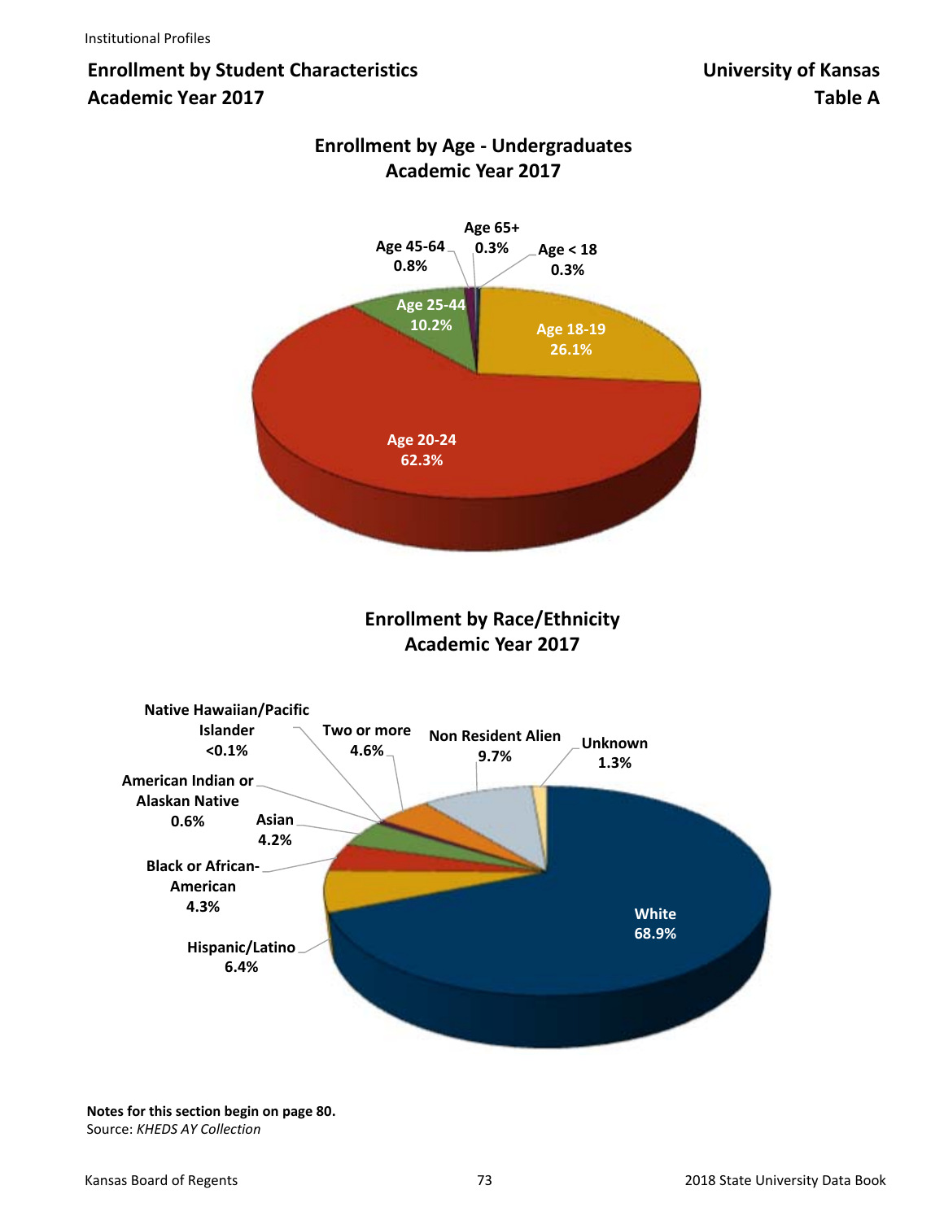Institutional Profiles

## Enrollment by Student Characteristics
## Academic Year 2017

**University of Kansas**
**Table A**

### Enrollment by Age - Undergraduates
### Academic Year 2017

| Age | Percent |
|---|---|
| Age < 18 | 0.3% |
| Age 18-19 | 26.1% |
| Age 20-24 | 62.3% |
| Age 25-44 | 10.2% |
| Age 45-64 | 0.8% |
| Age 65+ | 0.3% |

### Enrollment by Race/Ethnicity
### Academic Year 2017

| Race/Ethnicity | Percent |
|---|---|
| White | 68.9% |
| Hispanic/Latino | 6.4% |
| Black or African-American | 4.3% |
| Asian | 4.2% |
| American Indian or Alaskan Native | 0.6% |
| Native Hawaiian/Pacific Islander | <0.1% |
| Two or more | 4.6% |
| Non Resident Alien | 9.7% |
| Unknown | 1.3% |

**Notes for this section begin on page 80.**
Source: *KHEDS AY Collection*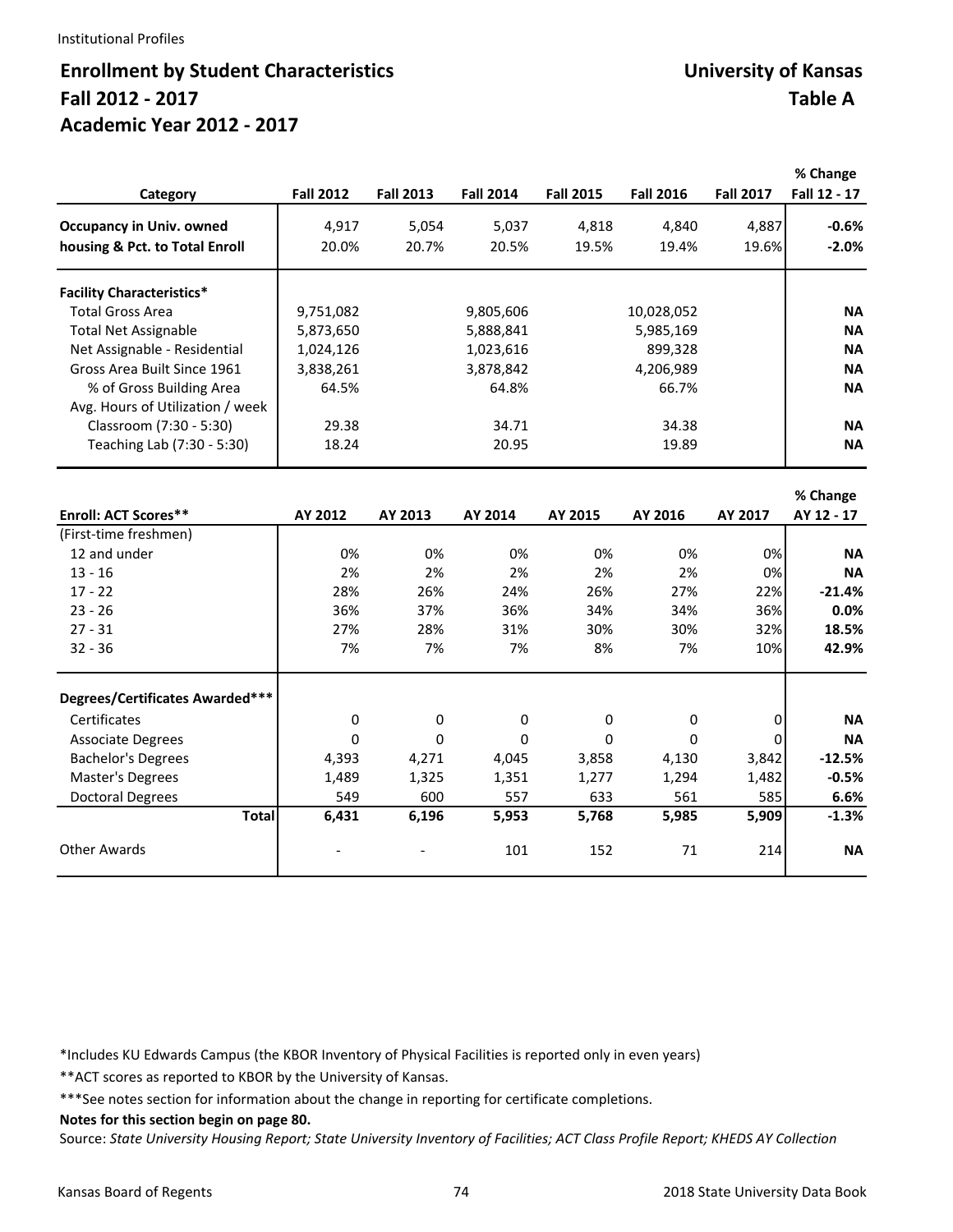Institutional Profiles

# Enrollment by Student Characteristics

## Fall 2012 - 2017

## Academic Year 2012 - 2017

**University of Kansas**

**Table A**

| Category | Fall 2012 | Fall 2013 | Fall 2014 | Fall 2015 | Fall 2016 | Fall 2017 | % Change Fall 12 - 17 |
|---|---|---|---|---|---|---|---|
| **Occupancy in Univ. owned** | 4,917 | 5,054 | 5,037 | 4,818 | 4,840 | 4,887 | **-0.6%** |
| **housing & Pct. to Total Enroll** | 20.0% | 20.7% | 20.5% | 19.5% | 19.4% | 19.6% | **-2.0%** |
| **Facility Characteristics*** | | | | | | | |
| Total Gross Area | 9,751,082 | | 9,805,606 | | 10,028,052 | | **NA** |
| Total Net Assignable | 5,873,650 | | 5,888,841 | | 5,985,169 | | **NA** |
| Net Assignable - Residential | 1,024,126 | | 1,023,616 | | 899,328 | | **NA** |
| Gross Area Built Since 1961 | 3,838,261 | | 3,878,842 | | 4,206,989 | | **NA** |
| % of Gross Building Area | 64.5% | | 64.8% | | 66.7% | | **NA** |
| Avg. Hours of Utilization / week | | | | | | | |
| Classroom (7:30 - 5:30) | 29.38 | | 34.71 | | 34.38 | | **NA** |
| Teaching Lab (7:30 - 5:30) | 18.24 | | 20.95 | | 19.89 | | **NA** |

| Enroll: ACT Scores** | AY 2012 | AY 2013 | AY 2014 | AY 2015 | AY 2016 | AY 2017 | % Change AY 12 - 17 |
|---|---|---|---|---|---|---|---|
| (First-time freshmen) | | | | | | | |
| 12 and under | 0% | 0% | 0% | 0% | 0% | 0% | **NA** |
| 13 - 16 | 2% | 2% | 2% | 2% | 2% | 0% | **NA** |
| 17 - 22 | 28% | 26% | 24% | 26% | 27% | 22% | **-21.4%** |
| 23 - 26 | 36% | 37% | 36% | 34% | 34% | 36% | **0.0%** |
| 27 - 31 | 27% | 28% | 31% | 30% | 30% | 32% | **18.5%** |
| 32 - 36 | 7% | 7% | 7% | 8% | 7% | 10% | **42.9%** |
| **Degrees/Certificates Awarded*** ** | | | | | | | |
| Certificates | 0 | 0 | 0 | 0 | 0 | 0 | **NA** |
| Associate Degrees | 0 | 0 | 0 | 0 | 0 | 0 | **NA** |
| Bachelor's Degrees | 4,393 | 4,271 | 4,045 | 3,858 | 4,130 | 3,842 | **-12.5%** |
| Master's Degrees | 1,489 | 1,325 | 1,351 | 1,277 | 1,294 | 1,482 | **-0.5%** |
| Doctoral Degrees | 549 | 600 | 557 | 633 | 561 | 585 | **6.6%** |
| **Total** | **6,431** | **6,196** | **5,953** | **5,768** | **5,985** | **5,909** | **-1.3%** |
| Other Awards | - | - | 101 | 152 | 71 | 214 | **NA** |

*Includes KU Edwards Campus (the KBOR Inventory of Physical Facilities is reported only in even years)

**ACT scores as reported to KBOR by the University of Kansas.

***See notes section for information about the change in reporting for certificate completions.

**Notes for this section begin on page 80.**

Source: *State University Housing Report; State University Inventory of Facilities; ACT Class Profile Report; KHEDS AY Collection*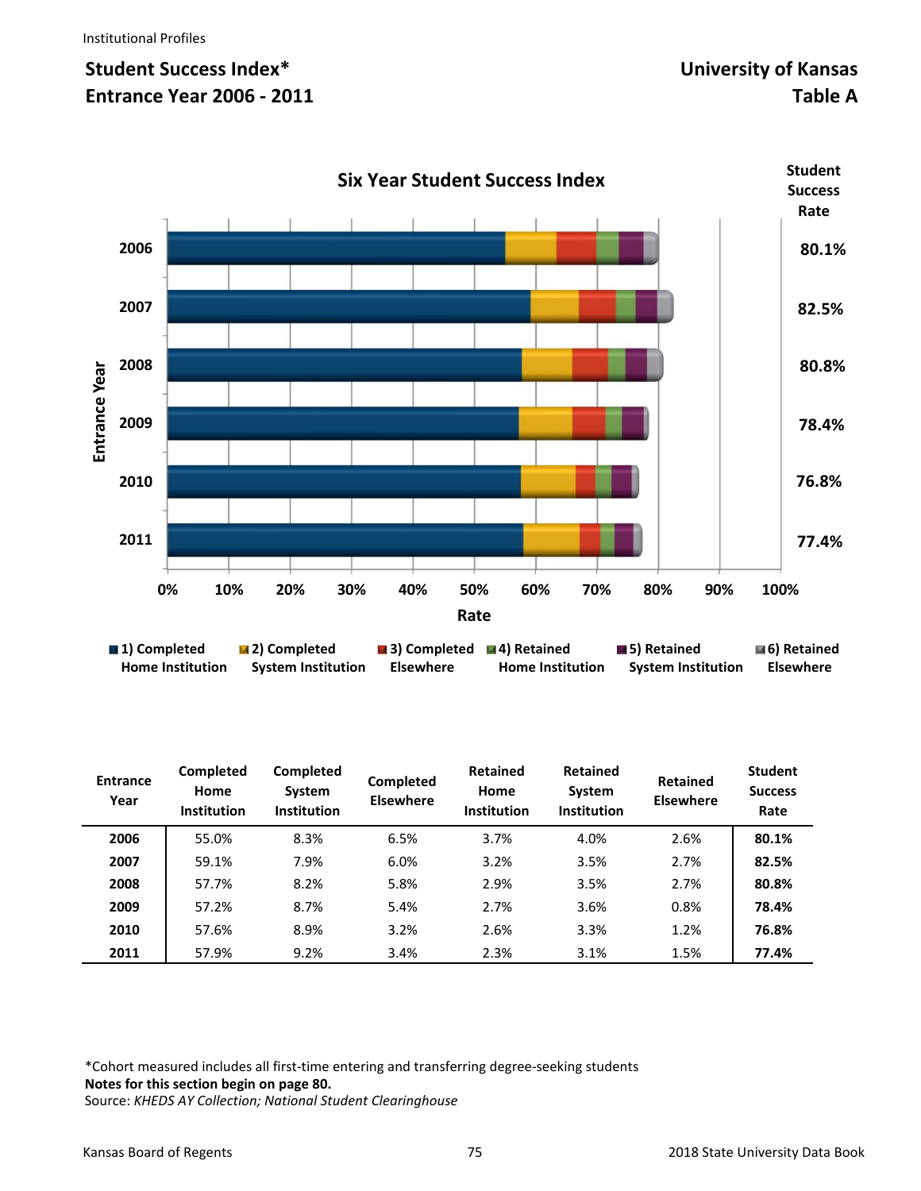## Student Success Index*
## Entrance Year 2006 - 2011

## University of Kansas
## Table A

### Six Year Student Success Index

| Entrance Year | Student Success Rate |
|---|---|
| 2006 | 80.1% |
| 2007 | 82.5% |
| 2008 | 80.8% |
| 2009 | 78.4% |
| 2010 | 76.8% |
| 2011 | 77.4% |

Rate: 0% 10% 20% 30% 40% 50% 60% 70% 80% 90% 100%

1) Completed Home Institution; 2) Completed System Institution; 3) Completed Elsewhere; 4) Retained Home Institution; 5) Retained System Institution; 6) Retained Elsewhere

| Entrance Year | Completed Home Institution | Completed System Institution | Completed Elsewhere | Retained Home Institution | Retained System Institution | Retained Elsewhere | Student Success Rate |
|---|---|---|---|---|---|---|---|
| **2006** | 55.0% | 8.3% | 6.5% | 3.7% | 4.0% | 2.6% | **80.1%** |
| **2007** | 59.1% | 7.9% | 6.0% | 3.2% | 3.5% | 2.7% | **82.5%** |
| **2008** | 57.7% | 8.2% | 5.8% | 2.9% | 3.5% | 2.7% | **80.8%** |
| **2009** | 57.2% | 8.7% | 5.4% | 2.7% | 3.6% | 0.8% | **78.4%** |
| **2010** | 57.6% | 8.9% | 3.2% | 2.6% | 3.3% | 1.2% | **76.8%** |
| **2011** | 57.9% | 9.2% | 3.4% | 2.3% | 3.1% | 1.5% | **77.4%** |

*Cohort measured includes all first-time entering and transferring degree-seeking students

**Notes for this section begin on page 80.**

Source: *KHEDS AY Collection; National Student Clearinghouse*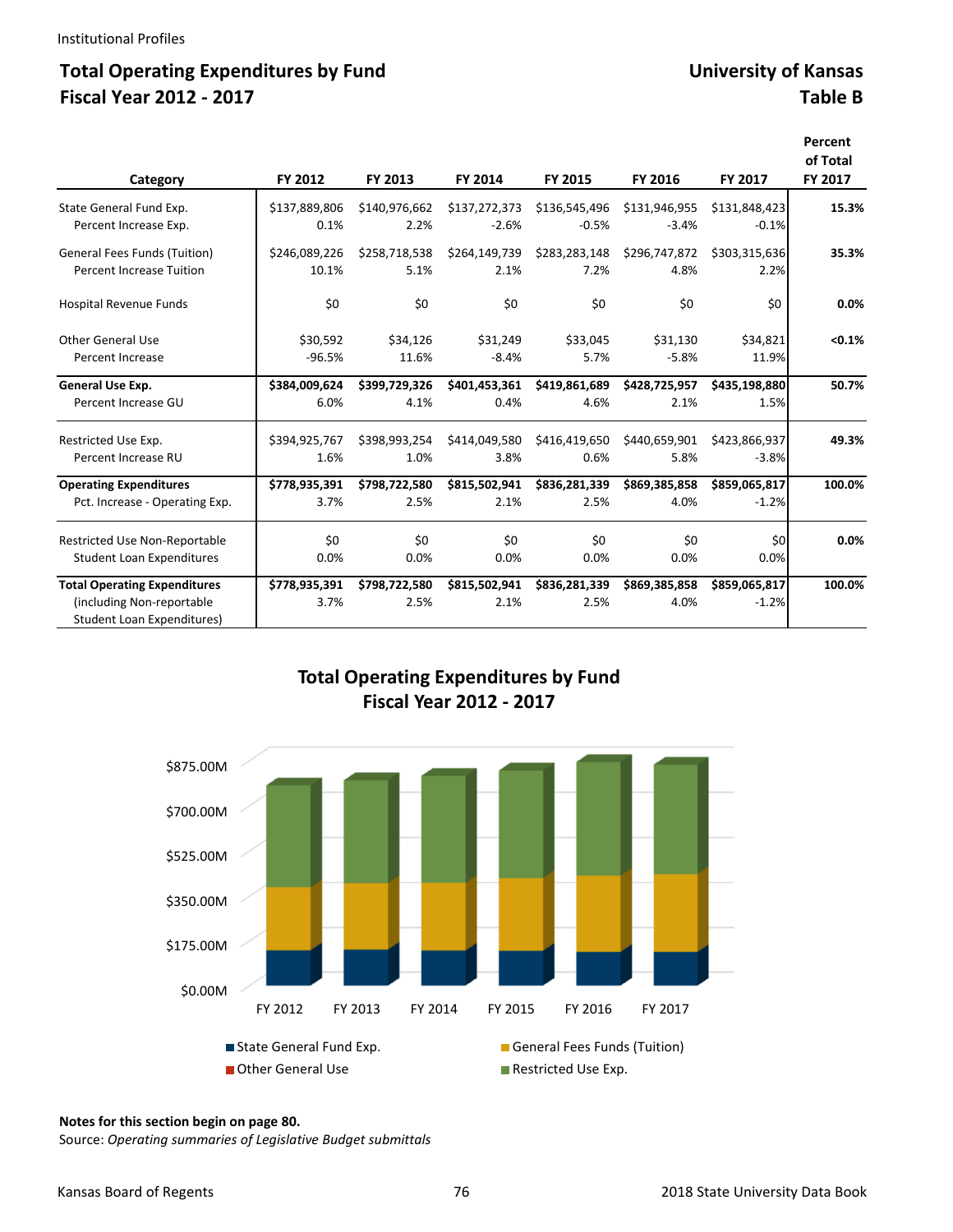Institutional Profiles

## Total Operating Expenditures by Fund
## Fiscal Year 2012 - 2017

## University of Kansas
## Table B

| Category | FY 2012 | FY 2013 | FY 2014 | FY 2015 | FY 2016 | FY 2017 | Percent of Total FY 2017 |
|---|---|---|---|---|---|---|---|
| State General Fund Exp. | $137,889,806 | $140,976,662 | $137,272,373 | $136,545,496 | $131,946,955 | $131,848,423 | **15.3%** |
| Percent Increase Exp. | 0.1% | 2.2% | -2.6% | -0.5% | -3.4% | -0.1% | |
| General Fees Funds (Tuition) | $246,089,226 | $258,718,538 | $264,149,739 | $283,283,148 | $296,747,872 | $303,315,636 | **35.3%** |
| Percent Increase Tuition | 10.1% | 5.1% | 2.1% | 7.2% | 4.8% | 2.2% | |
| Hospital Revenue Funds | $0 | $0 | $0 | $0 | $0 | $0 | **0.0%** |
| Other General Use | $30,592 | $34,126 | $31,249 | $33,045 | $31,130 | $34,821 | **<0.1%** |
| Percent Increase | -96.5% | 11.6% | -8.4% | 5.7% | -5.8% | 11.9% | |
| **General Use Exp.** | **$384,009,624** | **$399,729,326** | **$401,453,361** | **$419,861,689** | **$428,725,957** | **$435,198,880** | **50.7%** |
| Percent Increase GU | 6.0% | 4.1% | 0.4% | 4.6% | 2.1% | 1.5% | |
| Restricted Use Exp. | $394,925,767 | $398,993,254 | $414,049,580 | $416,419,650 | $440,659,901 | $423,866,937 | **49.3%** |
| Percent Increase RU | 1.6% | 1.0% | 3.8% | 0.6% | 5.8% | -3.8% | |
| **Operating Expenditures** | **$778,935,391** | **$798,722,580** | **$815,502,941** | **$836,281,339** | **$869,385,858** | **$859,065,817** | **100.0%** |
| Pct. Increase - Operating Exp. | 3.7% | 2.5% | 2.1% | 2.5% | 4.0% | -1.2% | |
| Restricted Use Non-Reportable Student Loan Expenditures | $0 | $0 | $0 | $0 | $0 | $0 | **0.0%** |
| | 0.0% | 0.0% | 0.0% | 0.0% | 0.0% | 0.0% | |
| **Total Operating Expenditures** (including Non-reportable Student Loan Expenditures) | **$778,935,391** | **$798,722,580** | **$815,502,941** | **$836,281,339** | **$869,385,858** | **$859,065,817** | **100.0%** |
| | 3.7% | 2.5% | 2.1% | 2.5% | 4.0% | -1.2% | |

### Total Operating Expenditures by Fund
### Fiscal Year 2012 - 2017

**Notes for this section begin on page 80.**

Source: *Operating summaries of Legislative Budget submittals*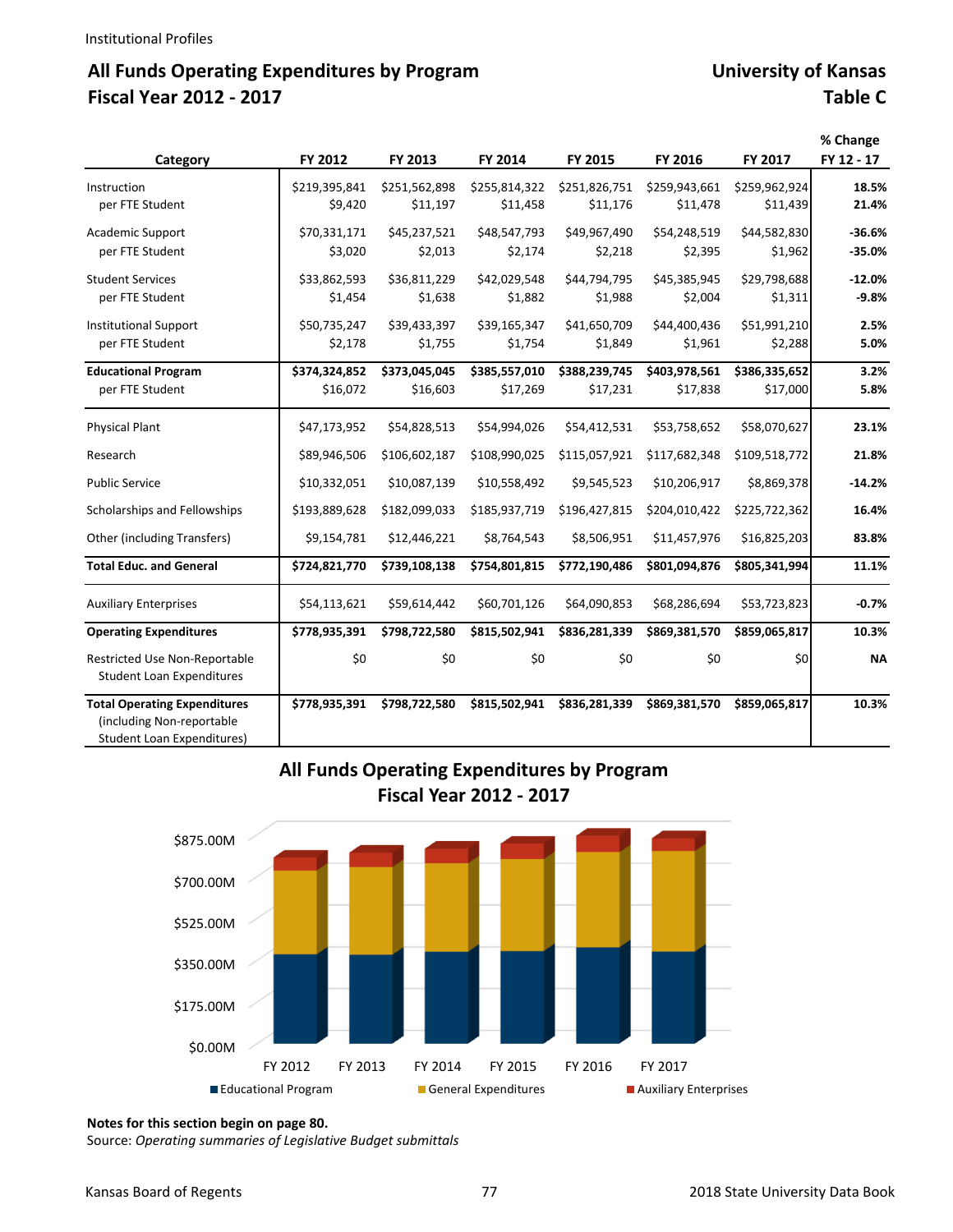Institutional Profiles

# All Funds Operating Expenditures by Program
# Fiscal Year 2012 - 2017

## University of Kansas
## Table C

| Category | FY 2012 | FY 2013 | FY 2014 | FY 2015 | FY 2016 | FY 2017 | % Change FY 12 - 17 |
|---|---|---|---|---|---|---|---|
| Instruction | $219,395,841 | $251,562,898 | $255,814,322 | $251,826,751 | $259,943,661 | $259,962,924 | **18.5%** |
| per FTE Student | $9,420 | $11,197 | $11,458 | $11,176 | $11,478 | $11,439 | **21.4%** |
| Academic Support | $70,331,171 | $45,237,521 | $48,547,793 | $49,967,490 | $54,248,519 | $44,582,830 | **-36.6%** |
| per FTE Student | $3,020 | $2,013 | $2,174 | $2,218 | $2,395 | $1,962 | **-35.0%** |
| Student Services | $33,862,593 | $36,811,229 | $42,029,548 | $44,794,795 | $45,385,945 | $29,798,688 | **-12.0%** |
| per FTE Student | $1,454 | $1,638 | $1,882 | $1,988 | $2,004 | $1,311 | **-9.8%** |
| Institutional Support | $50,735,247 | $39,433,397 | $39,165,347 | $41,650,709 | $44,400,436 | $51,991,210 | **2.5%** |
| per FTE Student | $2,178 | $1,755 | $1,754 | $1,849 | $1,961 | $2,288 | **5.0%** |
| **Educational Program** | **$374,324,852** | **$373,045,045** | **$385,557,010** | **$388,239,745** | **$403,978,561** | **$386,335,652** | **3.2%** |
| per FTE Student | $16,072 | $16,603 | $17,269 | $17,231 | $17,838 | $17,000 | **5.8%** |
| Physical Plant | $47,173,952 | $54,828,513 | $54,994,026 | $54,412,531 | $53,758,652 | $58,070,627 | **23.1%** |
| Research | $89,946,506 | $106,602,187 | $108,990,025 | $115,057,921 | $117,682,348 | $109,518,772 | **21.8%** |
| Public Service | $10,332,051 | $10,087,139 | $10,558,492 | $9,545,523 | $10,206,917 | $8,869,378 | **-14.2%** |
| Scholarships and Fellowships | $193,889,628 | $182,099,033 | $185,937,719 | $196,427,815 | $204,010,422 | $225,722,362 | **16.4%** |
| Other (including Transfers) | $9,154,781 | $12,446,221 | $8,764,543 | $8,506,951 | $11,457,976 | $16,825,203 | **83.8%** |
| **Total Educ. and General** | **$724,821,770** | **$739,108,138** | **$754,801,815** | **$772,190,486** | **$801,094,876** | **$805,341,994** | **11.1%** |
| Auxiliary Enterprises | $54,113,621 | $59,614,442 | $60,701,126 | $64,090,853 | $68,286,694 | $53,723,823 | **-0.7%** |
| **Operating Expenditures** | **$778,935,391** | **$798,722,580** | **$815,502,941** | **$836,281,339** | **$869,381,570** | **$859,065,817** | **10.3%** |
| Restricted Use Non-Reportable Student Loan Expenditures | $0 | $0 | $0 | $0 | $0 | $0 | **NA** |
| **Total Operating Expenditures** (including Non-reportable Student Loan Expenditures) | **$778,935,391** | **$798,722,580** | **$815,502,941** | **$836,281,339** | **$869,381,570** | **$859,065,817** | **10.3%** |

## All Funds Operating Expenditures by Program
## Fiscal Year 2012 - 2017

**Notes for this section begin on page 80.**

Source: *Operating summaries of Legislative Budget submittals*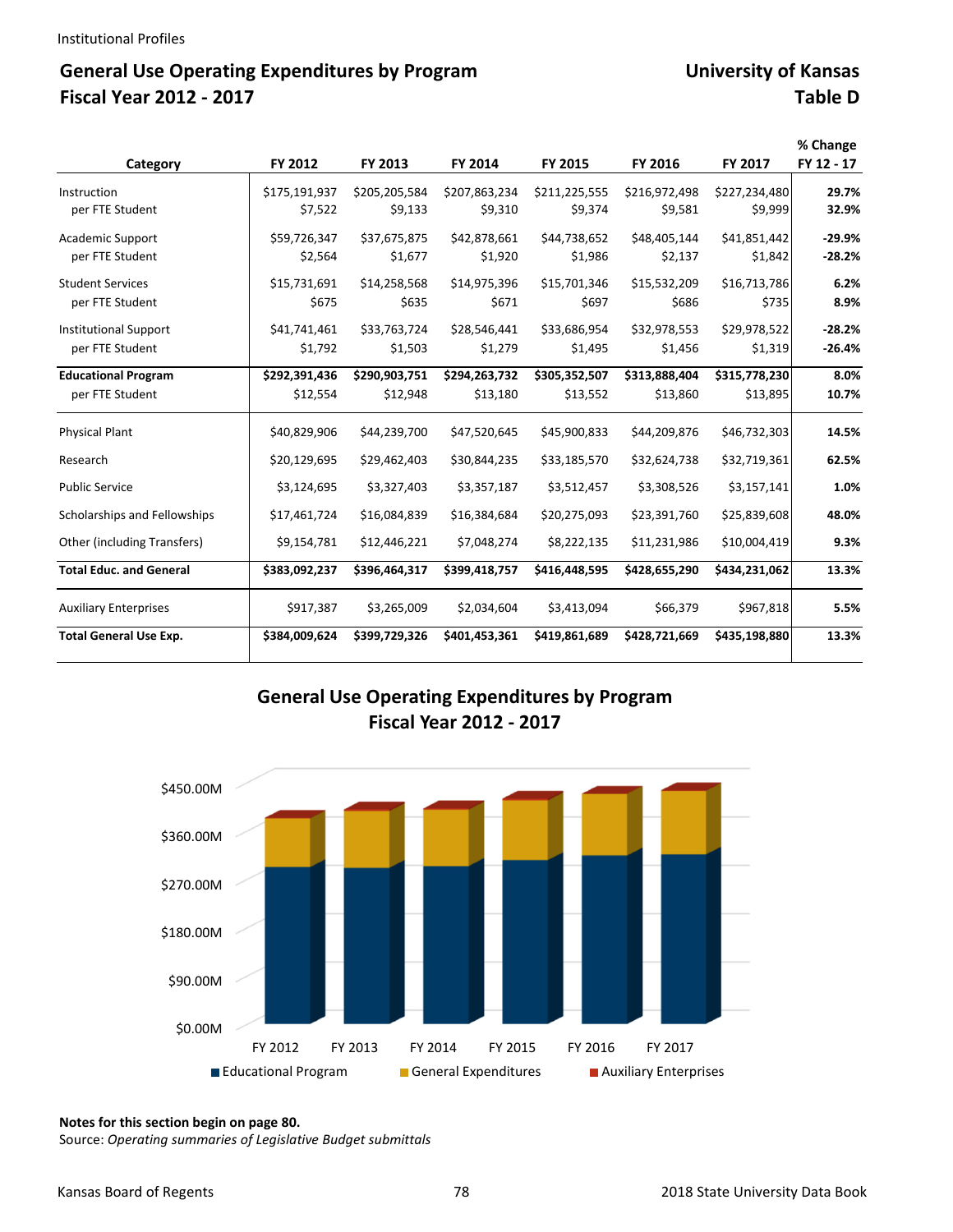## General Use Operating Expenditures by Program
## Fiscal Year 2012 - 2017

## University of Kansas
## Table D

| Category | FY 2012 | FY 2013 | FY 2014 | FY 2015 | FY 2016 | FY 2017 | % Change FY 12 - 17 |
|---|---|---|---|---|---|---|---|
| Instruction | $175,191,937 | $205,205,584 | $207,863,234 | $211,225,555 | $216,972,498 | $227,234,480 | **29.7%** |
| per FTE Student | $7,522 | $9,133 | $9,310 | $9,374 | $9,581 | $9,999 | **32.9%** |
| Academic Support | $59,726,347 | $37,675,875 | $42,878,661 | $44,738,652 | $48,405,144 | $41,851,442 | **-29.9%** |
| per FTE Student | $2,564 | $1,677 | $1,920 | $1,986 | $2,137 | $1,842 | **-28.2%** |
| Student Services | $15,731,691 | $14,258,568 | $14,975,396 | $15,701,346 | $15,532,209 | $16,713,786 | **6.2%** |
| per FTE Student | $675 | $635 | $671 | $697 | $686 | $735 | **8.9%** |
| Institutional Support | $41,741,461 | $33,763,724 | $28,546,441 | $33,686,954 | $32,978,553 | $29,978,522 | **-28.2%** |
| per FTE Student | $1,792 | $1,503 | $1,279 | $1,495 | $1,456 | $1,319 | **-26.4%** |
| **Educational Program** | **$292,391,436** | **$290,903,751** | **$294,263,732** | **$305,352,507** | **$313,888,404** | **$315,778,230** | **8.0%** |
| per FTE Student | $12,554 | $12,948 | $13,180 | $13,552 | $13,860 | $13,895 | **10.7%** |
| Physical Plant | $40,829,906 | $44,239,700 | $47,520,645 | $45,900,833 | $44,209,876 | $46,732,303 | **14.5%** |
| Research | $20,129,695 | $29,462,403 | $30,844,235 | $33,185,570 | $32,624,738 | $32,719,361 | **62.5%** |
| Public Service | $3,124,695 | $3,327,403 | $3,357,187 | $3,512,457 | $3,308,526 | $3,157,141 | **1.0%** |
| Scholarships and Fellowships | $17,461,724 | $16,084,839 | $16,384,684 | $20,275,093 | $23,391,760 | $25,839,608 | **48.0%** |
| Other (including Transfers) | $9,154,781 | $12,446,221 | $7,048,274 | $8,222,135 | $11,231,986 | $10,004,419 | **9.3%** |
| **Total Educ. and General** | **$383,092,237** | **$396,464,317** | **$399,418,757** | **$416,448,595** | **$428,655,290** | **$434,231,062** | **13.3%** |
| Auxiliary Enterprises | $917,387 | $3,265,009 | $2,034,604 | $3,413,094 | $66,379 | $967,818 | **5.5%** |
| **Total General Use Exp.** | **$384,009,624** | **$399,729,326** | **$401,453,361** | **$419,861,689** | **$428,721,669** | **$435,198,880** | **13.3%** |

### General Use Operating Expenditures by Program
### Fiscal Year 2012 - 2017

**Notes for this section begin on page 80.**
Source: *Operating summaries of Legislative Budget submittals*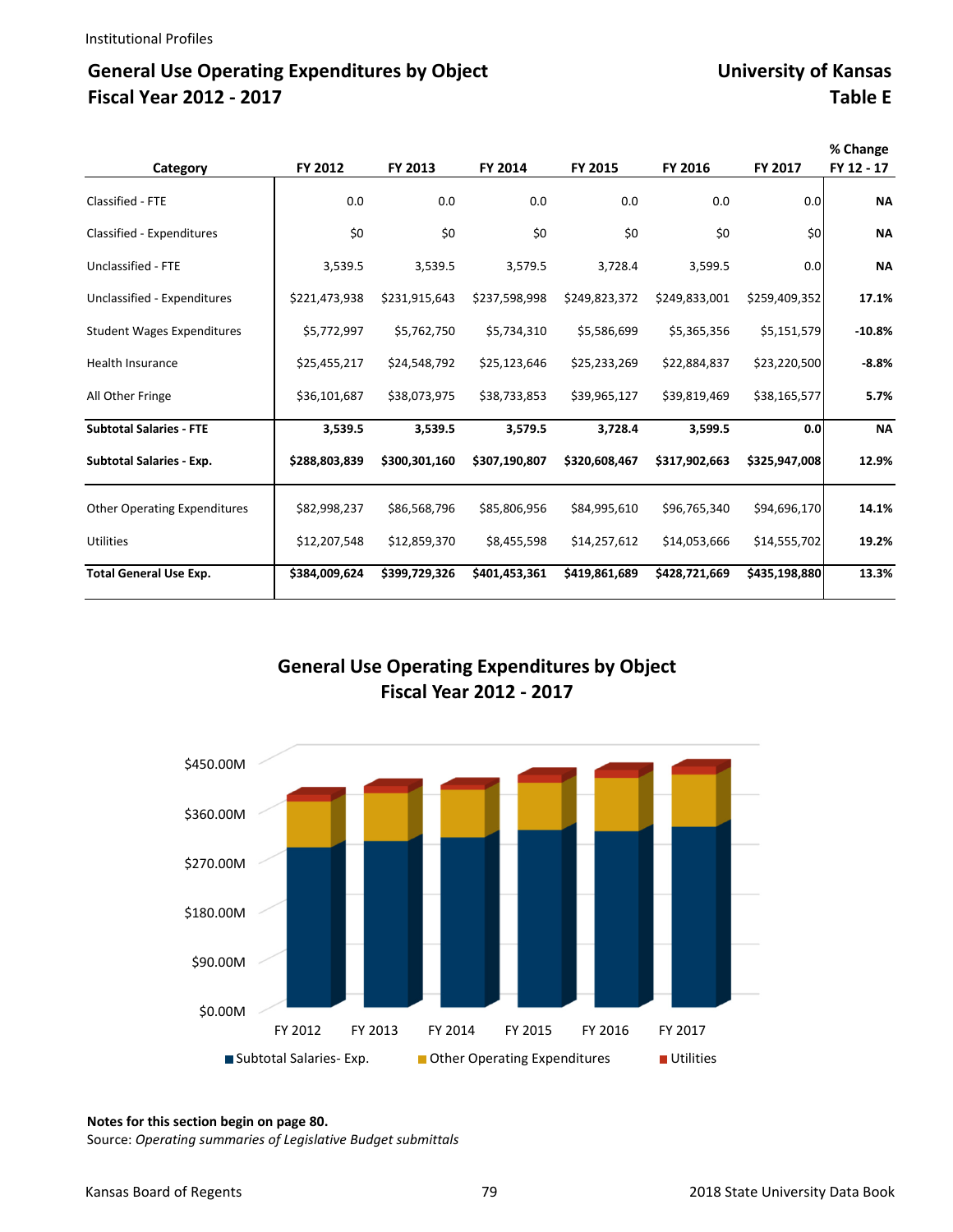Institutional Profiles

## General Use Operating Expenditures by Object
## Fiscal Year 2012 - 2017

## University of Kansas
## Table E

| Category | FY 2012 | FY 2013 | FY 2014 | FY 2015 | FY 2016 | FY 2017 | % Change FY 12 - 17 |
|---|---|---|---|---|---|---|---|
| Classified - FTE | 0.0 | 0.0 | 0.0 | 0.0 | 0.0 | 0.0 | **NA** |
| Classified - Expenditures | $0 | $0 | $0 | $0 | $0 | $0 | **NA** |
| Unclassified - FTE | 3,539.5 | 3,539.5 | 3,579.5 | 3,728.4 | 3,599.5 | 0.0 | **NA** |
| Unclassified - Expenditures | $221,473,938 | $231,915,643 | $237,598,998 | $249,823,372 | $249,833,001 | $259,409,352 | **17.1%** |
| Student Wages Expenditures | $5,772,997 | $5,762,750 | $5,734,310 | $5,586,699 | $5,365,356 | $5,151,579 | **-10.8%** |
| Health Insurance | $25,455,217 | $24,548,792 | $25,123,646 | $25,233,269 | $22,884,837 | $23,220,500 | **-8.8%** |
| All Other Fringe | $36,101,687 | $38,073,975 | $38,733,853 | $39,965,127 | $39,819,469 | $38,165,577 | **5.7%** |
| **Subtotal Salaries - FTE** | **3,539.5** | **3,539.5** | **3,579.5** | **3,728.4** | **3,599.5** | **0.0** | **NA** |
| **Subtotal Salaries - Exp.** | **$288,803,839** | **$300,301,160** | **$307,190,807** | **$320,608,467** | **$317,902,663** | **$325,947,008** | **12.9%** |
| Other Operating Expenditures | $82,998,237 | $86,568,796 | $85,806,956 | $84,995,610 | $96,765,340 | $94,696,170 | **14.1%** |
| Utilities | $12,207,548 | $12,859,370 | $8,455,598 | $14,257,612 | $14,053,666 | $14,555,702 | **19.2%** |
| **Total General Use Exp.** | **$384,009,624** | **$399,729,326** | **$401,453,361** | **$419,861,689** | **$428,721,669** | **$435,198,880** | **13.3%** |

**General Use Operating Expenditures by Object**
**Fiscal Year 2012 - 2017**

**Notes for this section begin on page 80.**
Source: *Operating summaries of Legislative Budget submittals*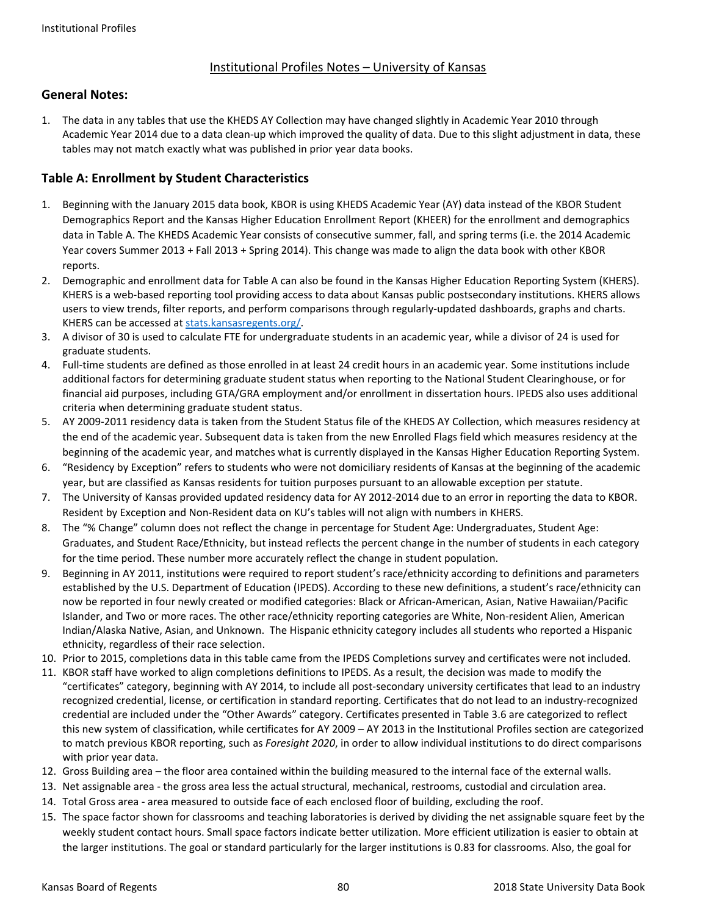## Institutional Profiles Notes – University of Kansas

### General Notes:

1. The data in any tables that use the KHEDS AY Collection may have changed slightly in Academic Year 2010 through Academic Year 2014 due to a data clean-up which improved the quality of data. Due to this slight adjustment in data, these tables may not match exactly what was published in prior year data books.

### Table A: Enrollment by Student Characteristics

1. Beginning with the January 2015 data book, KBOR is using KHEDS Academic Year (AY) data instead of the KBOR Student Demographics Report and the Kansas Higher Education Enrollment Report (KHEER) for the enrollment and demographics data in Table A. The KHEDS Academic Year consists of consecutive summer, fall, and spring terms (i.e. the 2014 Academic Year covers Summer 2013 + Fall 2013 + Spring 2014). This change was made to align the data book with other KBOR reports.
2. Demographic and enrollment data for Table A can also be found in the Kansas Higher Education Reporting System (KHERS). KHERS is a web-based reporting tool providing access to data about Kansas public postsecondary institutions. KHERS allows users to view trends, filter reports, and perform comparisons through regularly-updated dashboards, graphs and charts. KHERS can be accessed at stats.kansasregents.org/.
3. A divisor of 30 is used to calculate FTE for undergraduate students in an academic year, while a divisor of 24 is used for graduate students.
4. Full-time students are defined as those enrolled in at least 24 credit hours in an academic year. Some institutions include additional factors for determining graduate student status when reporting to the National Student Clearinghouse, or for financial aid purposes, including GTA/GRA employment and/or enrollment in dissertation hours. IPEDS also uses additional criteria when determining graduate student status.
5. AY 2009-2011 residency data is taken from the Student Status file of the KHEDS AY Collection, which measures residency at the end of the academic year. Subsequent data is taken from the new Enrolled Flags field which measures residency at the beginning of the academic year, and matches what is currently displayed in the Kansas Higher Education Reporting System.
6. "Residency by Exception" refers to students who were not domiciliary residents of Kansas at the beginning of the academic year, but are classified as Kansas residents for tuition purposes pursuant to an allowable exception per statute.
7. The University of Kansas provided updated residency data for AY 2012-2014 due to an error in reporting the data to KBOR. Resident by Exception and Non-Resident data on KU's tables will not align with numbers in KHERS.
8. The "% Change" column does not reflect the change in percentage for Student Age: Undergraduates, Student Age: Graduates, and Student Race/Ethnicity, but instead reflects the percent change in the number of students in each category for the time period. These number more accurately reflect the change in student population.
9. Beginning in AY 2011, institutions were required to report student's race/ethnicity according to definitions and parameters established by the U.S. Department of Education (IPEDS). According to these new definitions, a student's race/ethnicity can now be reported in four newly created or modified categories: Black or African-American, Asian, Native Hawaiian/Pacific Islander, and Two or more races. The other race/ethnicity reporting categories are White, Non-resident Alien, American Indian/Alaska Native, Asian, and Unknown. The Hispanic ethnicity category includes all students who reported a Hispanic ethnicity, regardless of their race selection.
10. Prior to 2015, completions data in this table came from the IPEDS Completions survey and certificates were not included.
11. KBOR staff have worked to align completions definitions to IPEDS. As a result, the decision was made to modify the "certificates" category, beginning with AY 2014, to include all post-secondary university certificates that lead to an industry recognized credential, license, or certification in standard reporting. Certificates that do not lead to an industry-recognized credential are included under the "Other Awards" category. Certificates presented in Table 3.6 are categorized to reflect this new system of classification, while certificates for AY 2009 – AY 2013 in the Institutional Profiles section are categorized to match previous KBOR reporting, such as *Foresight 2020*, in order to allow individual institutions to do direct comparisons with prior year data.
12. Gross Building area – the floor area contained within the building measured to the internal face of the external walls.
13. Net assignable area - the gross area less the actual structural, mechanical, restrooms, custodial and circulation area.
14. Total Gross area - area measured to outside face of each enclosed floor of building, excluding the roof.
15. The space factor shown for classrooms and teaching laboratories is derived by dividing the net assignable square feet by the weekly student contact hours. Small space factors indicate better utilization. More efficient utilization is easier to obtain at the larger institutions. The goal or standard particularly for the larger institutions is 0.83 for classrooms. Also, the goal for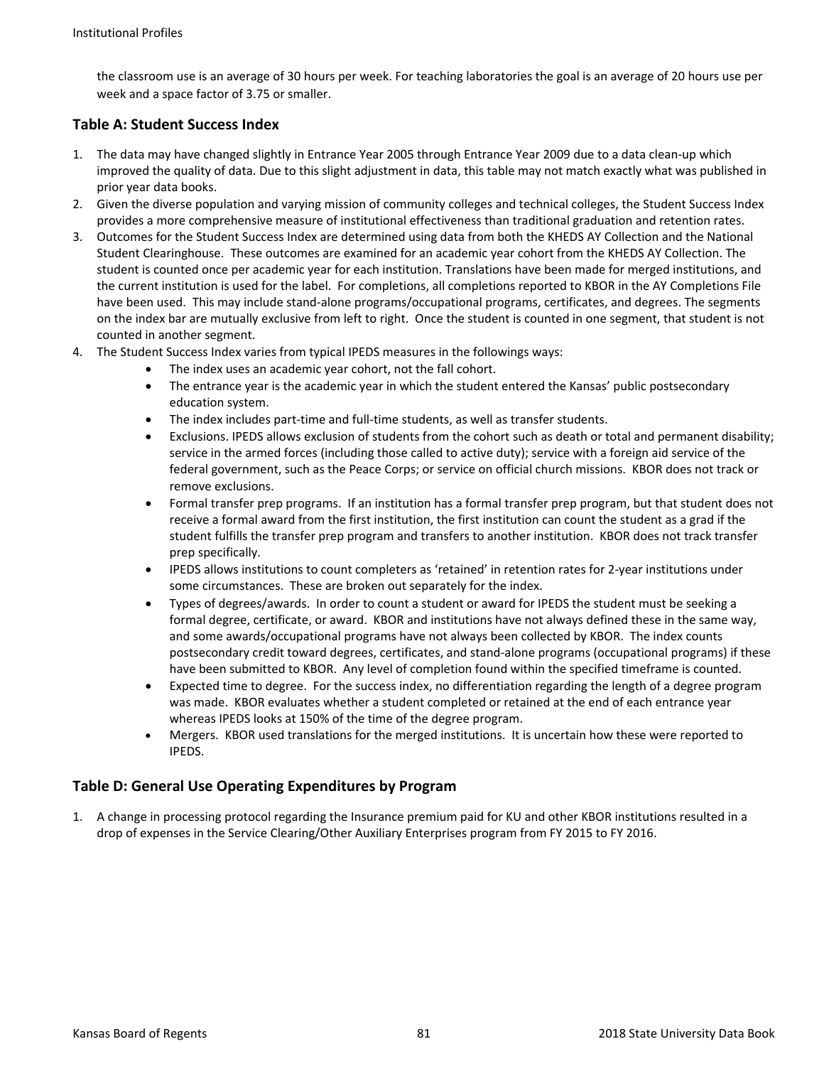the classroom use is an average of 30 hours per week. For teaching laboratories the goal is an average of 20 hours use per week and a space factor of 3.75 or smaller.

## Table A: Student Success Index

1. The data may have changed slightly in Entrance Year 2005 through Entrance Year 2009 due to a data clean-up which improved the quality of data. Due to this slight adjustment in data, this table may not match exactly what was published in prior year data books.
2. Given the diverse population and varying mission of community colleges and technical colleges, the Student Success Index provides a more comprehensive measure of institutional effectiveness than traditional graduation and retention rates.
3. Outcomes for the Student Success Index are determined using data from both the KHEDS AY Collection and the National Student Clearinghouse. These outcomes are examined for an academic year cohort from the KHEDS AY Collection. The student is counted once per academic year for each institution. Translations have been made for merged institutions, and the current institution is used for the label. For completions, all completions reported to KBOR in the AY Completions File have been used. This may include stand-alone programs/occupational programs, certificates, and degrees. The segments on the index bar are mutually exclusive from left to right. Once the student is counted in one segment, that student is not counted in another segment.
4. The Student Success Index varies from typical IPEDS measures in the followings ways:
   - The index uses an academic year cohort, not the fall cohort.
   - The entrance year is the academic year in which the student entered the Kansas' public postsecondary education system.
   - The index includes part-time and full-time students, as well as transfer students.
   - Exclusions. IPEDS allows exclusion of students from the cohort such as death or total and permanent disability; service in the armed forces (including those called to active duty); service with a foreign aid service of the federal government, such as the Peace Corps; or service on official church missions. KBOR does not track or remove exclusions.
   - Formal transfer prep programs. If an institution has a formal transfer prep program, but that student does not receive a formal award from the first institution, the first institution can count the student as a grad if the student fulfills the transfer prep program and transfers to another institution. KBOR does not track transfer prep specifically.
   - IPEDS allows institutions to count completers as 'retained' in retention rates for 2-year institutions under some circumstances. These are broken out separately for the index.
   - Types of degrees/awards. In order to count a student or award for IPEDS the student must be seeking a formal degree, certificate, or award. KBOR and institutions have not always defined these in the same way, and some awards/occupational programs have not always been collected by KBOR. The index counts postsecondary credit toward degrees, certificates, and stand-alone programs (occupational programs) if these have been submitted to KBOR. Any level of completion found within the specified timeframe is counted.
   - Expected time to degree. For the success index, no differentiation regarding the length of a degree program was made. KBOR evaluates whether a student completed or retained at the end of each entrance year whereas IPEDS looks at 150% of the time of the degree program.
   - Mergers. KBOR used translations for the merged institutions. It is uncertain how these were reported to IPEDS.

## Table D: General Use Operating Expenditures by Program

1. A change in processing protocol regarding the Insurance premium paid for KU and other KBOR institutions resulted in a drop of expenses in the Service Clearing/Other Auxiliary Enterprises program from FY 2015 to FY 2016.